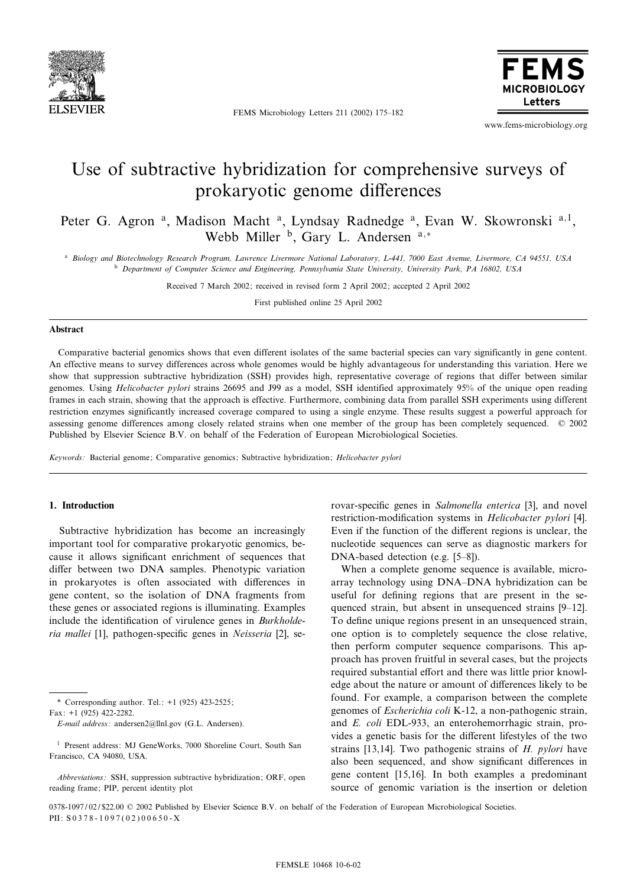# Use of subtractive hybridization for comprehensive surveys of prokaryotic genome differences

Peter G. Agron [a], Madison Macht [a], Lyndsay Radnedge [a], Evan W. Skowronski [a,1], Webb Miller [b], Gary L. Andersen [a,*]

[a] Biology and Biotechnology Research Program, Lawrence Livermore National Laboratory, L-441, 7000 East Avenue, Livermore, CA 94551, USA
[b] Department of Computer Science and Engineering, Pennsylvania State University, University Park, PA 16802, USA

Received 7 March 2002; received in revised form 2 April 2002; accepted 2 April 2002

First published online 25 April 2002

## Abstract

Comparative bacterial genomics shows that even different isolates of the same bacterial species can vary significantly in gene content. An effective means to survey differences across whole genomes would be highly advantageous for understanding this variation. Here we show that suppression subtractive hybridization (SSH) provides high, representative coverage of regions that differ between similar genomes. Using *Helicobacter pylori* strains 26695 and J99 as a model, SSH identified approximately 95% of the unique open reading frames in each strain, showing that the approach is effective. Furthermore, combining data from parallel SSH experiments using different restriction enzymes significantly increased coverage compared to using a single enzyme. These results suggest a powerful approach for assessing genome differences among closely related strains when one member of the group has been completely sequenced. © 2002 Published by Elsevier Science B.V. on behalf of the Federation of European Microbiological Societies.

*Keywords:* Bacterial genome; Comparative genomics; Subtractive hybridization; *Helicobacter pylori*

## 1. Introduction

Subtractive hybridization has become an increasingly important tool for comparative prokaryotic genomics, because it allows significant enrichment of sequences that differ between two DNA samples. Phenotypic variation in prokaryotes is often associated with differences in gene content, so the isolation of DNA fragments from these genes or associated regions is illuminating. Examples include the identification of virulence genes in *Burkholderia mallei* [1], pathogen-specific genes in *Neisseria* [2], serovar-specific genes in *Salmonella enterica* [3], and novel restriction-modification systems in *Helicobacter pylori* [4]. Even if the function of the different regions is unclear, the nucleotide sequences can serve as diagnostic markers for DNA-based detection (e.g. [5–8]).

When a complete genome sequence is available, microarray technology using DNA–DNA hybridization can be useful for defining regions that are present in the sequenced strain, but absent in unsequenced strains [9–12]. To define unique regions present in an unsequenced strain, one option is to completely sequence the close relative, then perform computer sequence comparisons. This approach has proven fruitful in several cases, but the projects required substantial effort and there was little prior knowledge about the nature or amount of differences likely to be found. For example, a comparison between the complete genomes of *Escherichia coli* K-12, a non-pathogenic strain, and *E. coli* EDL-933, an enterohemorrhagic strain, provides a genetic basis for the different lifestyles of the two strains [13,14]. Two pathogenic strains of *H. pylori* have also been sequenced, and show significant differences in gene content [15,16]. In both examples a predominant source of genomic variation is the insertion or deletion

\* Corresponding author. Tel.: +1 (925) 423-2525; Fax: +1 (925) 422-2282.
*E-mail address:* andersen2@llnl.gov (G.L. Andersen).

[1] Present address: MJ GeneWorks, 7000 Shoreline Court, South San Francisco, CA 94080, USA.

*Abbreviations:* SSH, suppression subtractive hybridization; ORF, open reading frame; PIP, percent identity plot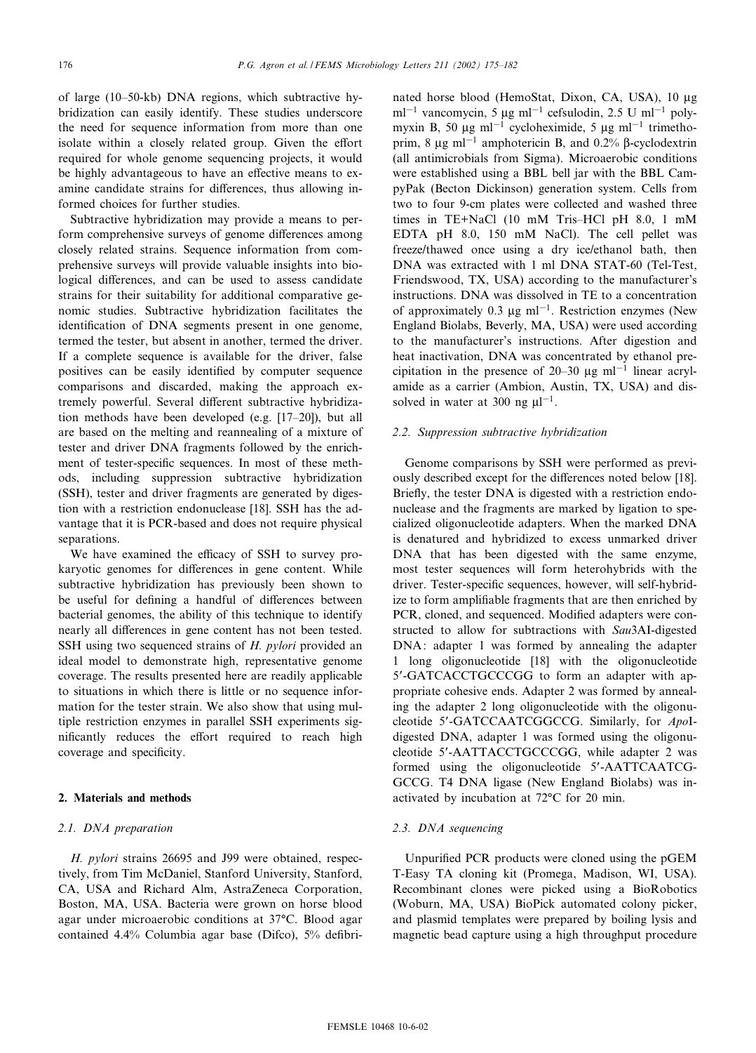of large (10–50-kb) DNA regions, which subtractive hybridization can easily identify. These studies underscore the need for sequence information from more than one isolate within a closely related group. Given the effort required for whole genome sequencing projects, it would be highly advantageous to have an effective means to examine candidate strains for differences, thus allowing informed choices for further studies.

Subtractive hybridization may provide a means to perform comprehensive surveys of genome differences among closely related strains. Sequence information from comprehensive surveys will provide valuable insights into biological differences, and can be used to assess candidate strains for their suitability for additional comparative genomic studies. Subtractive hybridization facilitates the identification of DNA segments present in one genome, termed the tester, but absent in another, termed the driver. If a complete sequence is available for the driver, false positives can be easily identified by computer sequence comparisons and discarded, making the approach extremely powerful. Several different subtractive hybridization methods have been developed (e.g. [17–20]), but all are based on the melting and reannealing of a mixture of tester and driver DNA fragments followed by the enrichment of tester-specific sequences. In most of these methods, including suppression subtractive hybridization (SSH), tester and driver fragments are generated by digestion with a restriction endonuclease [18]. SSH has the advantage that it is PCR-based and does not require physical separations.

We have examined the efficacy of SSH to survey prokaryotic genomes for differences in gene content. While subtractive hybridization has previously been shown to be useful for defining a handful of differences between bacterial genomes, the ability of this technique to identify nearly all differences in gene content has not been tested. SSH using two sequenced strains of *H. pylori* provided an ideal model to demonstrate high, representative genome coverage. The results presented here are readily applicable to situations in which there is little or no sequence information for the tester strain. We also show that using multiple restriction enzymes in parallel SSH experiments significantly reduces the effort required to reach high coverage and specificity.

## 2. Materials and methods

### 2.1. DNA preparation

*H. pylori* strains 26695 and J99 were obtained, respectively, from Tim McDaniel, Stanford University, Stanford, CA, USA and Richard Alm, AstraZeneca Corporation, Boston, MA, USA. Bacteria were grown on horse blood agar under microaerobic conditions at 37°C. Blood agar contained 4.4% Columbia agar base (Difco), 5% defibrinated horse blood (HemoStat, Dixon, CA, USA), 10 μg ml$^{-1}$ vancomycin, 5 μg ml$^{-1}$ cefsulodin, 2.5 U ml$^{-1}$ polymyxin B, 50 μg ml$^{-1}$ cycloheximide, 5 μg ml$^{-1}$ trimethoprim, 8 μg ml$^{-1}$ amphotericin B, and 0.2% β-cyclodextrin (all antimicrobials from Sigma). Microaerobic conditions were established using a BBL bell jar with the BBL CampyPak (Becton Dickinson) generation system. Cells from two to four 9-cm plates were collected and washed three times in TE+NaCl (10 mM Tris–HCl pH 8.0, 1 mM EDTA pH 8.0, 150 mM NaCl). The cell pellet was freeze/thawed once using a dry ice/ethanol bath, then DNA was extracted with 1 ml DNA STAT-60 (Tel-Test, Friendswood, TX, USA) according to the manufacturer's instructions. DNA was dissolved in TE to a concentration of approximately 0.3 μg ml$^{-1}$. Restriction enzymes (New England Biolabs, Beverly, MA, USA) were used according to the manufacturer's instructions. After digestion and heat inactivation, DNA was concentrated by ethanol precipitation in the presence of 20–30 μg ml$^{-1}$ linear acrylamide as a carrier (Ambion, Austin, TX, USA) and dissolved in water at 300 ng μl$^{-1}$.

### 2.2. Suppression subtractive hybridization

Genome comparisons by SSH were performed as previously described except for the differences noted below [18]. Briefly, the tester DNA is digested with a restriction endonuclease and the fragments are marked by ligation to specialized oligonucleotide adapters. When the marked DNA is denatured and hybridized to excess unmarked driver DNA that has been digested with the same enzyme, most tester sequences will form heterohybrids with the driver. Tester-specific sequences, however, will self-hybridize to form amplifiable fragments that are then enriched by PCR, cloned, and sequenced. Modified adapters were constructed to allow for subtractions with *Sau*3AI-digested DNA: adapter 1 was formed by annealing the adapter 1 long oligonucleotide [18] with the oligonucleotide 5′-GATCACCTGCCCGG to form an adapter with appropriate cohesive ends. Adapter 2 was formed by annealing the adapter 2 long oligonucleotide with the oligonucleotide 5′-GATCCAATCGGCCG. Similarly, for *Apo*I-digested DNA, adapter 1 was formed using the oligonucleotide 5′-AATTACCTGCCCGG, while adapter 2 was formed using the oligonucleotide 5′-AATTCAATCGGCCG. T4 DNA ligase (New England Biolabs) was inactivated by incubation at 72°C for 20 min.

### 2.3. DNA sequencing

Unpurified PCR products were cloned using the pGEM T-Easy TA cloning kit (Promega, Madison, WI, USA). Recombinant clones were picked using a BioRobotics (Woburn, MA, USA) BioPick automated colony picker, and plasmid templates were prepared by boiling lysis and magnetic bead capture using a high throughput procedure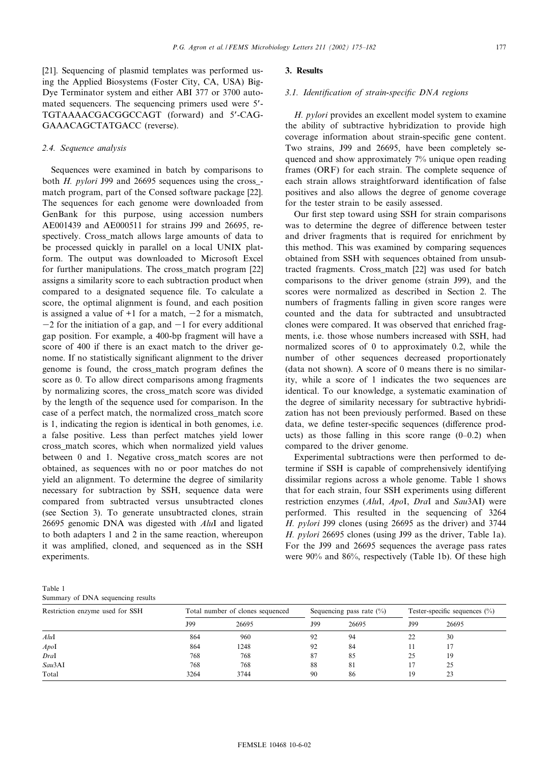[21]. Sequencing of plasmid templates was performed using the Applied Biosystems (Foster City, CA, USA) BigDye Terminator system and either ABI 377 or 3700 automated sequencers. The sequencing primers used were 5′-TGTAAAACGACGGCCAGT (forward) and 5′-CAGGAAACAGCTATGACC (reverse).

### 2.4. Sequence analysis

Sequences were examined in batch by comparisons to both *H. pylori* J99 and 26695 sequences using the cross_match program, part of the Consed software package [22]. The sequences for each genome were downloaded from GenBank for this purpose, using accession numbers AE001439 and AE000511 for strains J99 and 26695, respectively. Cross_match allows large amounts of data to be processed quickly in parallel on a local UNIX platform. The output was downloaded to Microsoft Excel for further manipulations. The cross_match program [22] assigns a similarity score to each subtraction product when compared to a designated sequence file. To calculate a score, the optimal alignment is found, and each position is assigned a value of +1 for a match, −2 for a mismatch, −2 for the initiation of a gap, and −1 for every additional gap position. For example, a 400-bp fragment will have a score of 400 if there is an exact match to the driver genome. If no statistically significant alignment to the driver genome is found, the cross_match program defines the score as 0. To allow direct comparisons among fragments by normalizing scores, the cross_match score was divided by the length of the sequence used for comparison. In the case of a perfect match, the normalized cross_match score is 1, indicating the region is identical in both genomes, i.e. a false positive. Less than perfect matches yield lower cross_match scores, which when normalized yield values between 0 and 1. Negative cross_match scores are not obtained, as sequences with no or poor matches do not yield an alignment. To determine the degree of similarity necessary for subtraction by SSH, sequence data were compared from subtracted versus unsubtracted clones (see Section 3). To generate unsubtracted clones, strain 26695 genomic DNA was digested with *Alu*I and ligated to both adapters 1 and 2 in the same reaction, whereupon it was amplified, cloned, and sequenced as in the SSH experiments.

## 3. Results

### 3.1. Identification of strain-specific DNA regions

*H. pylori* provides an excellent model system to examine the ability of subtractive hybridization to provide high coverage information about strain-specific gene content. Two strains, J99 and 26695, have been completely sequenced and show approximately 7% unique open reading frames (ORF) for each strain. The complete sequence of each strain allows straightforward identification of false positives and also allows the degree of genome coverage for the tester strain to be easily assessed.

Our first step toward using SSH for strain comparisons was to determine the degree of difference between tester and driver fragments that is required for enrichment by this method. This was examined by comparing sequences obtained from SSH with sequences obtained from unsubtracted fragments. Cross_match [22] was used for batch comparisons to the driver genome (strain J99), and the scores were normalized as described in Section 2. The numbers of fragments falling in given score ranges were counted and the data for subtracted and unsubtracted clones were compared. It was observed that enriched fragments, i.e. those whose numbers increased with SSH, had normalized scores of 0 to approximately 0.2, while the number of other sequences decreased proportionately (data not shown). A score of 0 means there is no similarity, while a score of 1 indicates the two sequences are identical. To our knowledge, a systematic examination of the degree of similarity necessary for subtractive hybridization has not been previously performed. Based on these data, we define tester-specific sequences (difference products) as those falling in this score range (0–0.2) when compared to the driver genome.

Experimental subtractions were then performed to determine if SSH is capable of comprehensively identifying dissimilar regions across a whole genome. Table 1 shows that for each strain, four SSH experiments using different restriction enzymes (*Alu*I, *Apo*I, *Dra*I and *Sau*3AI) were performed. This resulted in the sequencing of 3264 *H. pylori* J99 clones (using 26695 as the driver) and 3744 *H. pylori* 26695 clones (using J99 as the driver, Table 1a). For the J99 and 26695 sequences the average pass rates were 90% and 86%, respectively (Table 1b). Of these high

Table 1
Summary of DNA sequencing results

| Restriction enzyme used for SSH | Total number of clones sequenced | | Sequencing pass rate (%) | | Tester-specific sequences (%) | |
|---|---|---|---|---|---|---|
| | J99 | 26695 | J99 | 26695 | J99 | 26695 |
| *Alu*I | 864 | 960 | 92 | 94 | 22 | 30 |
| *Apo*I | 864 | 1248 | 92 | 84 | 11 | 17 |
| *Dra*I | 768 | 768 | 87 | 85 | 25 | 19 |
| *Sau*3AI | 768 | 768 | 88 | 81 | 17 | 25 |
| Total | 3264 | 3744 | 90 | 86 | 19 | 23 |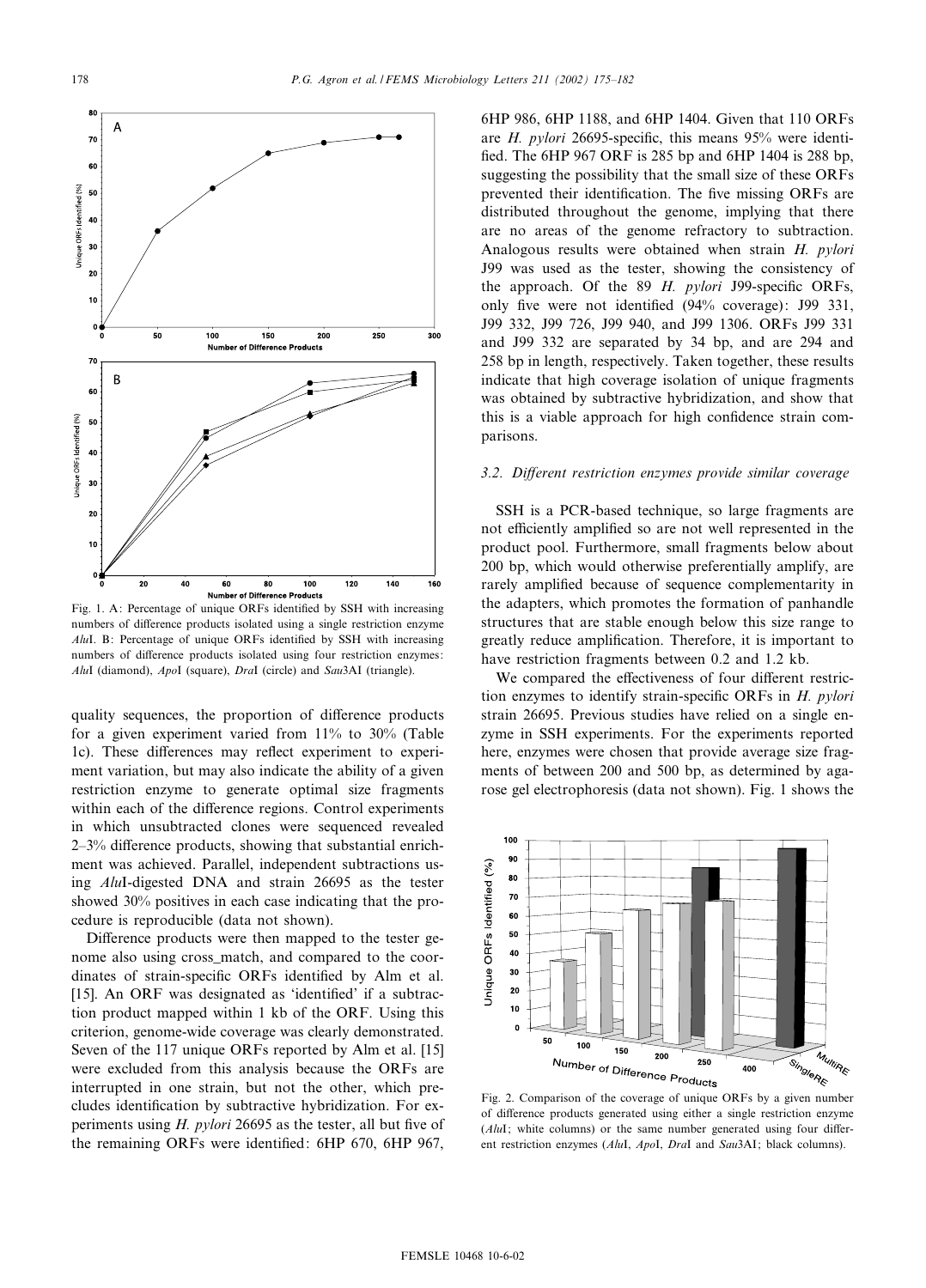Fig. 1. A: Percentage of unique ORFs identified by SSH with increasing numbers of difference products isolated using a single restriction enzyme *Alu*I. B: Percentage of unique ORFs identified by SSH with increasing numbers of difference products isolated using four restriction enzymes: *Alu*I (diamond), *Apo*I (square), *Dra*I (circle) and *Sau*3AI (triangle).

quality sequences, the proportion of difference products for a given experiment varied from 11% to 30% (Table 1c). These differences may reflect experiment to experiment variation, but may also indicate the ability of a given restriction enzyme to generate optimal size fragments within each of the difference regions. Control experiments in which unsubtracted clones were sequenced revealed 2–3% difference products, showing that substantial enrichment was achieved. Parallel, independent subtractions using *Alu*I-digested DNA and strain 26695 as the tester showed 30% positives in each case indicating that the procedure is reproducible (data not shown).

Difference products were then mapped to the tester genome also using cross_match, and compared to the coordinates of strain-specific ORFs identified by Alm et al. [15]. An ORF was designated as 'identified' if a subtraction product mapped within 1 kb of the ORF. Using this criterion, genome-wide coverage was clearly demonstrated. Seven of the 117 unique ORFs reported by Alm et al. [15] were excluded from this analysis because the ORFs are interrupted in one strain, but not the other, which precludes identification by subtractive hybridization. For experiments using *H. pylori* 26695 as the tester, all but five of the remaining ORFs were identified: 6HP 670, 6HP 967, 6HP 986, 6HP 1188, and 6HP 1404. Given that 110 ORFs are *H. pylori* 26695-specific, this means 95% were identified. The 6HP 967 ORF is 285 bp and 6HP 1404 is 288 bp, suggesting the possibility that the small size of these ORFs prevented their identification. The five missing ORFs are distributed throughout the genome, implying that there are no areas of the genome refractory to subtraction. Analogous results were obtained when strain *H. pylori* J99 was used as the tester, showing the consistency of the approach. Of the 89 *H. pylori* J99-specific ORFs, only five were not identified (94% coverage): J99 331, J99 332, J99 726, J99 940, and J99 1306. ORFs J99 331 and J99 332 are separated by 34 bp, and are 294 and 258 bp in length, respectively. Taken together, these results indicate that high coverage isolation of unique fragments was obtained by subtractive hybridization, and show that this is a viable approach for high confidence strain comparisons.

### 3.2. Different restriction enzymes provide similar coverage

SSH is a PCR-based technique, so large fragments are not efficiently amplified so are not well represented in the product pool. Furthermore, small fragments below about 200 bp, which would otherwise preferentially amplify, are rarely amplified because of sequence complementarity in the adapters, which promotes the formation of panhandle structures that are stable enough below this size range to greatly reduce amplification. Therefore, it is important to have restriction fragments between 0.2 and 1.2 kb.

We compared the effectiveness of four different restriction enzymes to identify strain-specific ORFs in *H. pylori* strain 26695. Previous studies have relied on a single enzyme in SSH experiments. For the experiments reported here, enzymes were chosen that provide average size fragments of between 200 and 500 bp, as determined by agarose gel electrophoresis (data not shown). Fig. 1 shows the

Fig. 2. Comparison of the coverage of unique ORFs by a given number of difference products generated using either a single restriction enzyme (*Alu*I; white columns) or the same number generated using four different restriction enzymes (*Alu*I, *Apo*I, *Dra*I and *Sau*3AI; black columns).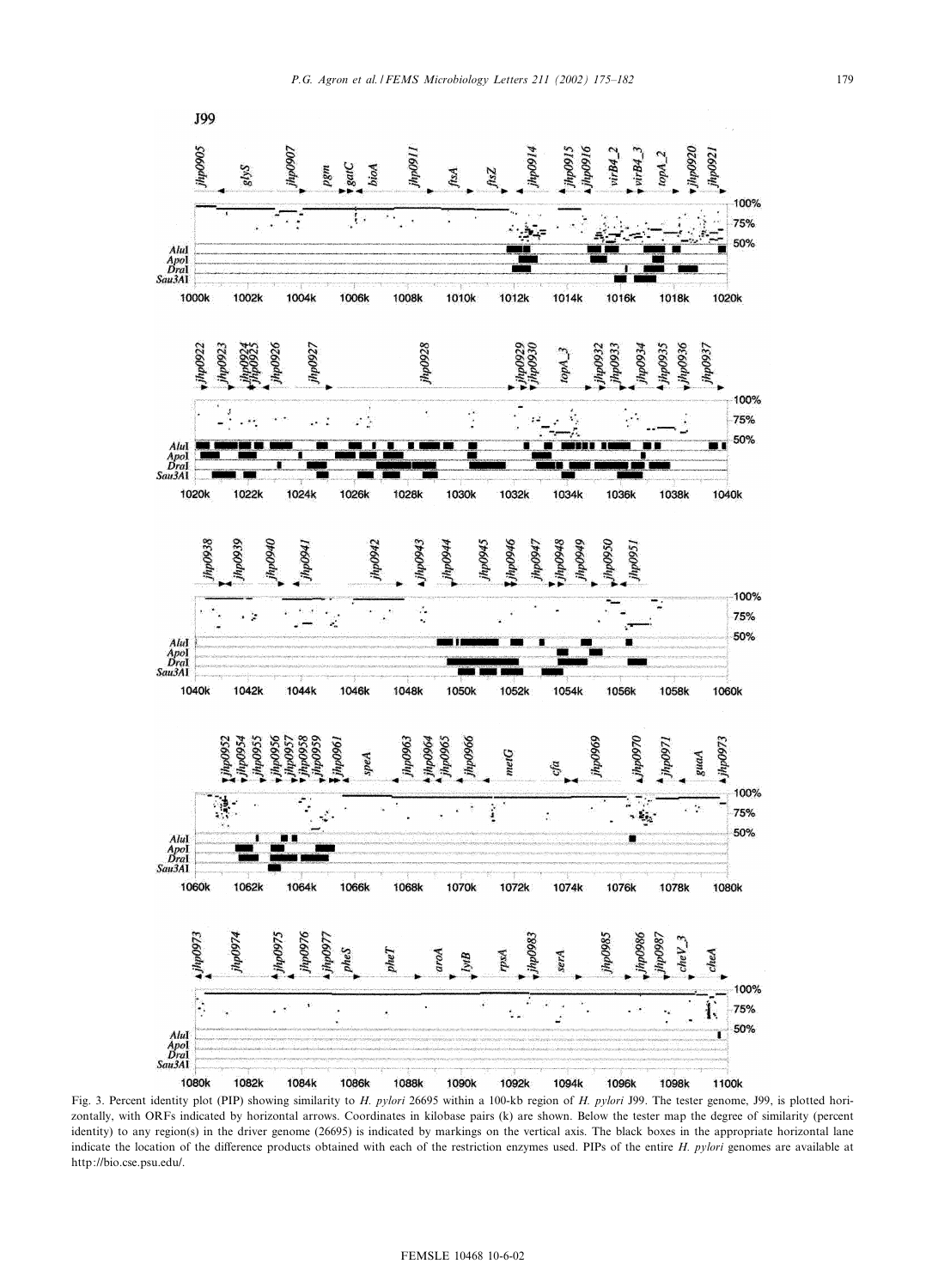Fig. 3. Percent identity plot (PIP) showing similarity to *H. pylori* 26695 within a 100-kb region of *H. pylori* J99. The tester genome, J99, is plotted horizontally, with ORFs indicated by horizontal arrows. Coordinates in kilobase pairs (k) are shown. Below the tester map the degree of similarity (percent identity) to any region(s) in the driver genome (26695) is indicated by markings on the vertical axis. The black boxes in the appropriate horizontal lane indicate the location of the difference products obtained with each of the restriction enzymes used. PIPs of the entire *H. pylori* genomes are available at http://bio.cse.psu.edu/.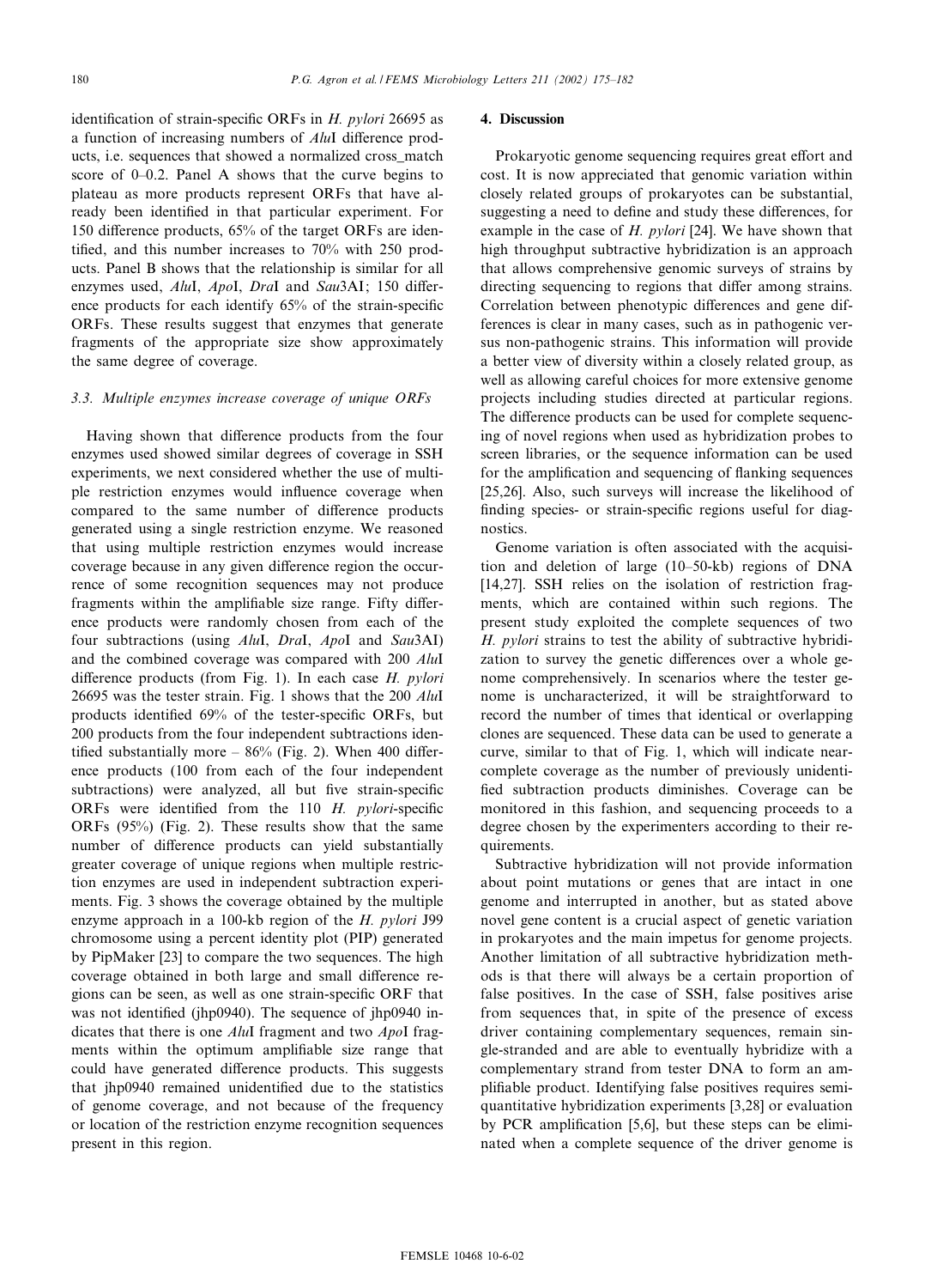identification of strain-specific ORFs in *H. pylori* 26695 as a function of increasing numbers of *Alu*I difference products, i.e. sequences that showed a normalized cross_match score of 0–0.2. Panel A shows that the curve begins to plateau as more products represent ORFs that have already been identified in that particular experiment. For 150 difference products, 65% of the target ORFs are identified, and this number increases to 70% with 250 products. Panel B shows that the relationship is similar for all enzymes used, *Alu*I, *Apo*I, *Dra*I and *Sau*3AI; 150 difference products for each identify 65% of the strain-specific ORFs. These results suggest that enzymes that generate fragments of the appropriate size show approximately the same degree of coverage.

### 3.3. Multiple enzymes increase coverage of unique ORFs

Having shown that difference products from the four enzymes used showed similar degrees of coverage in SSH experiments, we next considered whether the use of multiple restriction enzymes would influence coverage when compared to the same number of difference products generated using a single restriction enzyme. We reasoned that using multiple restriction enzymes would increase coverage because in any given difference region the occurrence of some recognition sequences may not produce fragments within the amplifiable size range. Fifty difference products were randomly chosen from each of the four subtractions (using *Alu*I, *Dra*I, *Apo*I and *Sau*3AI) and the combined coverage was compared with 200 *Alu*I difference products (from Fig. 1). In each case *H. pylori* 26695 was the tester strain. Fig. 1 shows that the 200 *Alu*I products identified 69% of the tester-specific ORFs, but 200 products from the four independent subtractions identified substantially more – 86% (Fig. 2). When 400 difference products (100 from each of the four independent subtractions) were analyzed, all but five strain-specific ORFs were identified from the 110 *H. pylori*-specific ORFs (95%) (Fig. 2). These results show that the same number of difference products can yield substantially greater coverage of unique regions when multiple restriction enzymes are used in independent subtraction experiments. Fig. 3 shows the coverage obtained by the multiple enzyme approach in a 100-kb region of the *H. pylori* J99 chromosome using a percent identity plot (PIP) generated by PipMaker [23] to compare the two sequences. The high coverage obtained in both large and small difference regions can be seen, as well as one strain-specific ORF that was not identified (jhp0940). The sequence of jhp0940 indicates that there is one *Alu*I fragment and two *Apo*I fragments within the optimum amplifiable size range that could have generated difference products. This suggests that jhp0940 remained unidentified due to the statistics of genome coverage, and not because of the frequency or location of the restriction enzyme recognition sequences present in this region.

## 4. Discussion

Prokaryotic genome sequencing requires great effort and cost. It is now appreciated that genomic variation within closely related groups of prokaryotes can be substantial, suggesting a need to define and study these differences, for example in the case of *H. pylori* [24]. We have shown that high throughput subtractive hybridization is an approach that allows comprehensive genomic surveys of strains by directing sequencing to regions that differ among strains. Correlation between phenotypic differences and gene differences is clear in many cases, such as in pathogenic versus non-pathogenic strains. This information will provide a better view of diversity within a closely related group, as well as allowing careful choices for more extensive genome projects including studies directed at particular regions. The difference products can be used for complete sequencing of novel regions when used as hybridization probes to screen libraries, or the sequence information can be used for the amplification and sequencing of flanking sequences [25,26]. Also, such surveys will increase the likelihood of finding species- or strain-specific regions useful for diagnostics.

Genome variation is often associated with the acquisition and deletion of large (10–50-kb) regions of DNA [14,27]. SSH relies on the isolation of restriction fragments, which are contained within such regions. The present study exploited the complete sequences of two *H. pylori* strains to test the ability of subtractive hybridization to survey the genetic differences over a whole genome comprehensively. In scenarios where the tester genome is uncharacterized, it will be straightforward to record the number of times that identical or overlapping clones are sequenced. These data can be used to generate a curve, similar to that of Fig. 1, which will indicate near-complete coverage as the number of previously unidentified subtraction products diminishes. Coverage can be monitored in this fashion, and sequencing proceeds to a degree chosen by the experimenters according to their requirements.

Subtractive hybridization will not provide information about point mutations or genes that are intact in one genome and interrupted in another, but as stated above novel gene content is a crucial aspect of genetic variation in prokaryotes and the main impetus for genome projects. Another limitation of all subtractive hybridization methods is that there will always be a certain proportion of false positives. In the case of SSH, false positives arise from sequences that, in spite of the presence of excess driver containing complementary sequences, remain single-stranded and are able to eventually hybridize with a complementary strand from tester DNA to form an amplifiable product. Identifying false positives requires semi-quantitative hybridization experiments [3,28] or evaluation by PCR amplification [5,6], but these steps can be eliminated when a complete sequence of the driver genome is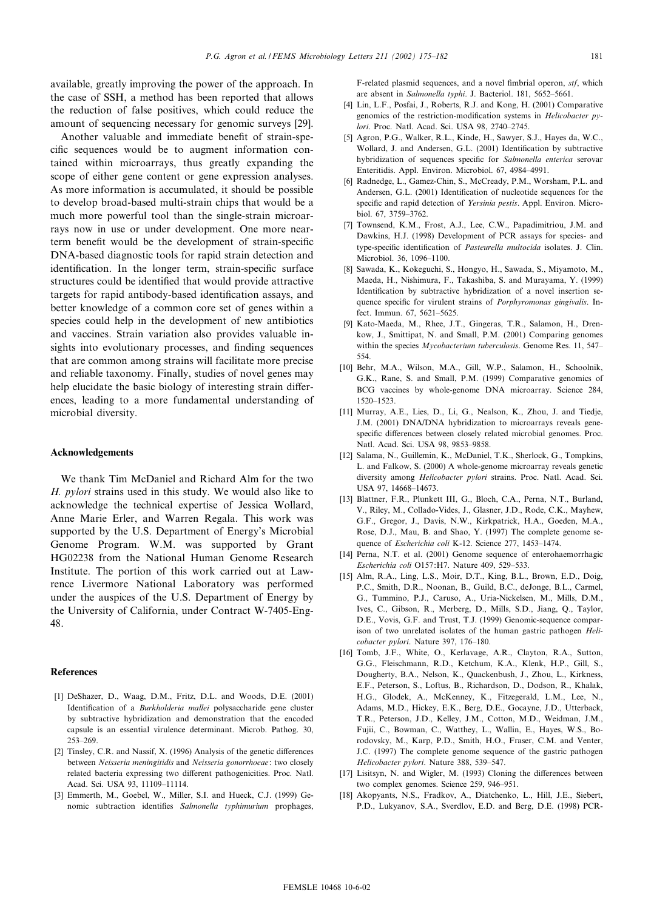available, greatly improving the power of the approach. In the case of SSH, a method has been reported that allows the reduction of false positives, which could reduce the amount of sequencing necessary for genomic surveys [29].

Another valuable and immediate benefit of strain-specific sequences would be to augment information contained within microarrays, thus greatly expanding the scope of either gene content or gene expression analyses. As more information is accumulated, it should be possible to develop broad-based multi-strain chips that would be a much more powerful tool than the single-strain microarrays now in use or under development. One more near-term benefit would be the development of strain-specific DNA-based diagnostic tools for rapid strain detection and identification. In the longer term, strain-specific surface structures could be identified that would provide attractive targets for rapid antibody-based identification assays, and better knowledge of a common core set of genes within a species could help in the development of new antibiotics and vaccines. Strain variation also provides valuable insights into evolutionary processes, and finding sequences that are common among strains will facilitate more precise and reliable taxonomy. Finally, studies of novel genes may help elucidate the basic biology of interesting strain differences, leading to a more fundamental understanding of microbial diversity.

## Acknowledgements

We thank Tim McDaniel and Richard Alm for the two *H. pylori* strains used in this study. We would also like to acknowledge the technical expertise of Jessica Wollard, Anne Marie Erler, and Warren Regala. This work was supported by the U.S. Department of Energy's Microbial Genome Program. W.M. was supported by Grant HG02238 from the National Human Genome Research Institute. The portion of this work carried out at Lawrence Livermore National Laboratory was performed under the auspices of the U.S. Department of Energy by the University of California, under Contract W-7405-Eng-48.

## References

[1] DeShazer, D., Waag, D.M., Fritz, D.L. and Woods, D.E. (2001) Identification of a *Burkholderia mallei* polysaccharide gene cluster by subtractive hybridization and demonstration that the encoded capsule is an essential virulence determinant. Microb. Pathog. 30, 253–269.

[2] Tinsley, C.R. and Nassif, X. (1996) Analysis of the genetic differences between *Neisseria meningitidis* and *Neisseria gonorrhoeae*: two closely related bacteria expressing two different pathogenicities. Proc. Natl. Acad. Sci. USA 93, 11109–11114.

[3] Emmerth, M., Goebel, W., Miller, S.I. and Hueck, C.J. (1999) Genomic subtraction identifies *Salmonella typhimurium* prophages, F-related plasmid sequences, and a novel fimbrial operon, *stf*, which are absent in *Salmonella typhi*. J. Bacteriol. 181, 5652–5661.

[4] Lin, L.F., Posfai, J., Roberts, R.J. and Kong, H. (2001) Comparative genomics of the restriction-modification systems in *Helicobacter pylori*. Proc. Natl. Acad. Sci. USA 98, 2740–2745.

[5] Agron, P.G., Walker, R.L., Kinde, H., Sawyer, S.J., Hayes da, W.C., Wollard, J. and Andersen, G.L. (2001) Identification by subtractive hybridization of sequences specific for *Salmonella enterica* serovar Enteritidis. Appl. Environ. Microbiol. 67, 4984–4991.

[6] Radnedge, L., Gamez-Chin, S., McCready, P.M., Worsham, P.L. and Andersen, G.L. (2001) Identification of nucleotide sequences for the specific and rapid detection of *Yersinia pestis*. Appl. Environ. Microbiol. 67, 3759–3762.

[7] Townsend, K.M., Frost, A.J., Lee, C.W., Papadimitriou, J.M. and Dawkins, H.J. (1998) Development of PCR assays for species- and type-specific identification of *Pasteurella multocida* isolates. J. Clin. Microbiol. 36, 1096–1100.

[8] Sawada, K., Kokeguchi, S., Hongyo, H., Sawada, S., Miyamoto, M., Maeda, H., Nishimura, F., Takashiba, S. and Murayama, Y. (1999) Identification by subtractive hybridization of a novel insertion sequence specific for virulent strains of *Porphyromonas gingivalis*. Infect. Immun. 67, 5621–5625.

[9] Kato-Maeda, M., Rhee, J.T., Gingeras, T.R., Salamon, H., Drenkow, J., Smittipat, N. and Small, P.M. (2001) Comparing genomes within the species *Mycobacterium tuberculosis*. Genome Res. 11, 547–554.

[10] Behr, M.A., Wilson, M.A., Gill, W.P., Salamon, H., Schoolnik, G.K., Rane, S. and Small, P.M. (1999) Comparative genomics of BCG vaccines by whole-genome DNA microarray. Science 284, 1520–1523.

[11] Murray, A.E., Lies, D., Li, G., Nealson, K., Zhou, J. and Tiedje, J.M. (2001) DNA/DNA hybridization to microarrays reveals gene-specific differences between closely related microbial genomes. Proc. Natl. Acad. Sci. USA 98, 9853–9858.

[12] Salama, N., Guillemin, K., McDaniel, T.K., Sherlock, G., Tompkins, L. and Falkow, S. (2000) A whole-genome microarray reveals genetic diversity among *Helicobacter pylori* strains. Proc. Natl. Acad. Sci. USA 97, 14668–14673.

[13] Blattner, F.R., Plunkett III, G., Bloch, C.A., Perna, N.T., Burland, V., Riley, M., Collado-Vides, J., Glasner, J.D., Rode, C.K., Mayhew, G.F., Gregor, J., Davis, N.W., Kirkpatrick, H.A., Goeden, M.A., Rose, D.J., Mau, B. and Shao, Y. (1997) The complete genome sequence of *Escherichia coli* K-12. Science 277, 1453–1474.

[14] Perna, N.T. et al. (2001) Genome sequence of enterohaemorrhagic *Escherichia coli* O157:H7. Nature 409, 529–533.

[15] Alm, R.A., Ling, L.S., Moir, D.T., King, B.L., Brown, E.D., Doig, P.C., Smith, D.R., Noonan, B., Guild, B.C., deJonge, B.L., Carmel, G., Tummino, P.J., Caruso, A., Uria-Nickelsen, M., Mills, D.M., Ives, C., Gibson, R., Merberg, D., Mills, S.D., Jiang, Q., Taylor, D.E., Vovis, G.F. and Trust, T.J. (1999) Genomic-sequence comparison of two unrelated isolates of the human gastric pathogen *Helicobacter pylori*. Nature 397, 176–180.

[16] Tomb, J.F., White, O., Kerlavage, A.R., Clayton, R.A., Sutton, G.G., Fleischmann, R.D., Ketchum, K.A., Klenk, H.P., Gill, S., Dougherty, B.A., Nelson, K., Quackenbush, J., Zhou, L., Kirkness, E.F., Peterson, S., Loftus, B., Richardson, D., Dodson, R., Khalak, H.G., Glodek, A., McKenney, K., Fitzegerald, L.M., Lee, N., Adams, M.D., Hickey, E.K., Berg, D.E., Gocayne, J.D., Utterback, T.R., Peterson, J.D., Kelley, J.M., Cotton, M.D., Weidman, J.M., Fujii, C., Bowman, C., Watthey, L., Wallin, E., Hayes, W.S., Borodovsky, M., Karp, P.D., Smith, H.O., Fraser, C.M. and Venter, J.C. (1997) The complete genome sequence of the gastric pathogen *Helicobacter pylori*. Nature 388, 539–547.

[17] Lisitsyn, N. and Wigler, M. (1993) Cloning the differences between two complex genomes. Science 259, 946–951.

[18] Akopyants, N.S., Fradkov, A., Diatchenko, L., Hill, J.E., Siebert, P.D., Lukyanov, S.A., Sverdlov, E.D. and Berg, D.E. (1998) PCR-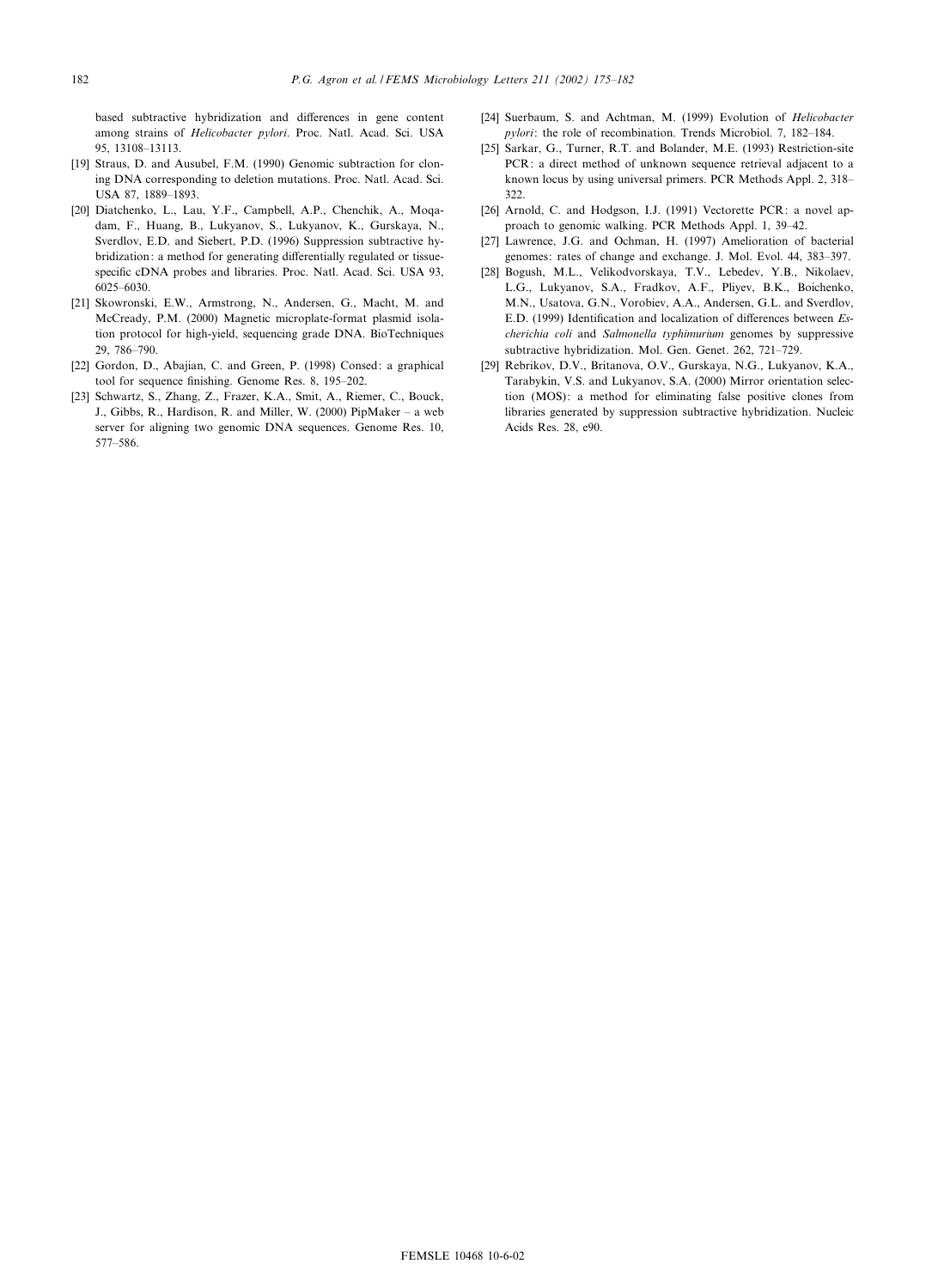based subtractive hybridization and differences in gene content among strains of *Helicobacter pylori*. Proc. Natl. Acad. Sci. USA 95, 13108–13113.

[19] Straus, D. and Ausubel, F.M. (1990) Genomic subtraction for cloning DNA corresponding to deletion mutations. Proc. Natl. Acad. Sci. USA 87, 1889–1893.

[20] Diatchenko, L., Lau, Y.F., Campbell, A.P., Chenchik, A., Moqadam, F., Huang, B., Lukyanov, S., Lukyanov, K., Gurskaya, N., Sverdlov, E.D. and Siebert, P.D. (1996) Suppression subtractive hybridization: a method for generating differentially regulated or tissue-specific cDNA probes and libraries. Proc. Natl. Acad. Sci. USA 93, 6025–6030.

[21] Skowronski, E.W., Armstrong, N., Andersen, G., Macht, M. and McCready, P.M. (2000) Magnetic microplate-format plasmid isolation protocol for high-yield, sequencing grade DNA. BioTechniques 29, 786–790.

[22] Gordon, D., Abajian, C. and Green, P. (1998) Consed: a graphical tool for sequence finishing. Genome Res. 8, 195–202.

[23] Schwartz, S., Zhang, Z., Frazer, K.A., Smit, A., Riemer, C., Bouck, J., Gibbs, R., Hardison, R. and Miller, W. (2000) PipMaker – a web server for aligning two genomic DNA sequences. Genome Res. 10, 577–586.

[24] Suerbaum, S. and Achtman, M. (1999) Evolution of *Helicobacter pylori*: the role of recombination. Trends Microbiol. 7, 182–184.

[25] Sarkar, G., Turner, R.T. and Bolander, M.E. (1993) Restriction-site PCR: a direct method of unknown sequence retrieval adjacent to a known locus by using universal primers. PCR Methods Appl. 2, 318–322.

[26] Arnold, C. and Hodgson, I.J. (1991) Vectorette PCR: a novel approach to genomic walking. PCR Methods Appl. 1, 39–42.

[27] Lawrence, J.G. and Ochman, H. (1997) Amelioration of bacterial genomes: rates of change and exchange. J. Mol. Evol. 44, 383–397.

[28] Bogush, M.L., Velikodvorskaya, T.V., Lebedev, Y.B., Nikolaev, L.G., Lukyanov, S.A., Fradkov, A.F., Pliyev, B.K., Boichenko, M.N., Usatova, G.N., Vorobiev, A.A., Andersen, G.L. and Sverdlov, E.D. (1999) Identification and localization of differences between *Escherichia coli* and *Salmonella typhimurium* genomes by suppressive subtractive hybridization. Mol. Gen. Genet. 262, 721–729.

[29] Rebrikov, D.V., Britanova, O.V., Gurskaya, N.G., Lukyanov, K.A., Tarabykin, V.S. and Lukyanov, S.A. (2000) Mirror orientation selection (MOS): a method for eliminating false positive clones from libraries generated by suppression subtractive hybridization. Nucleic Acids Res. 28, e90.